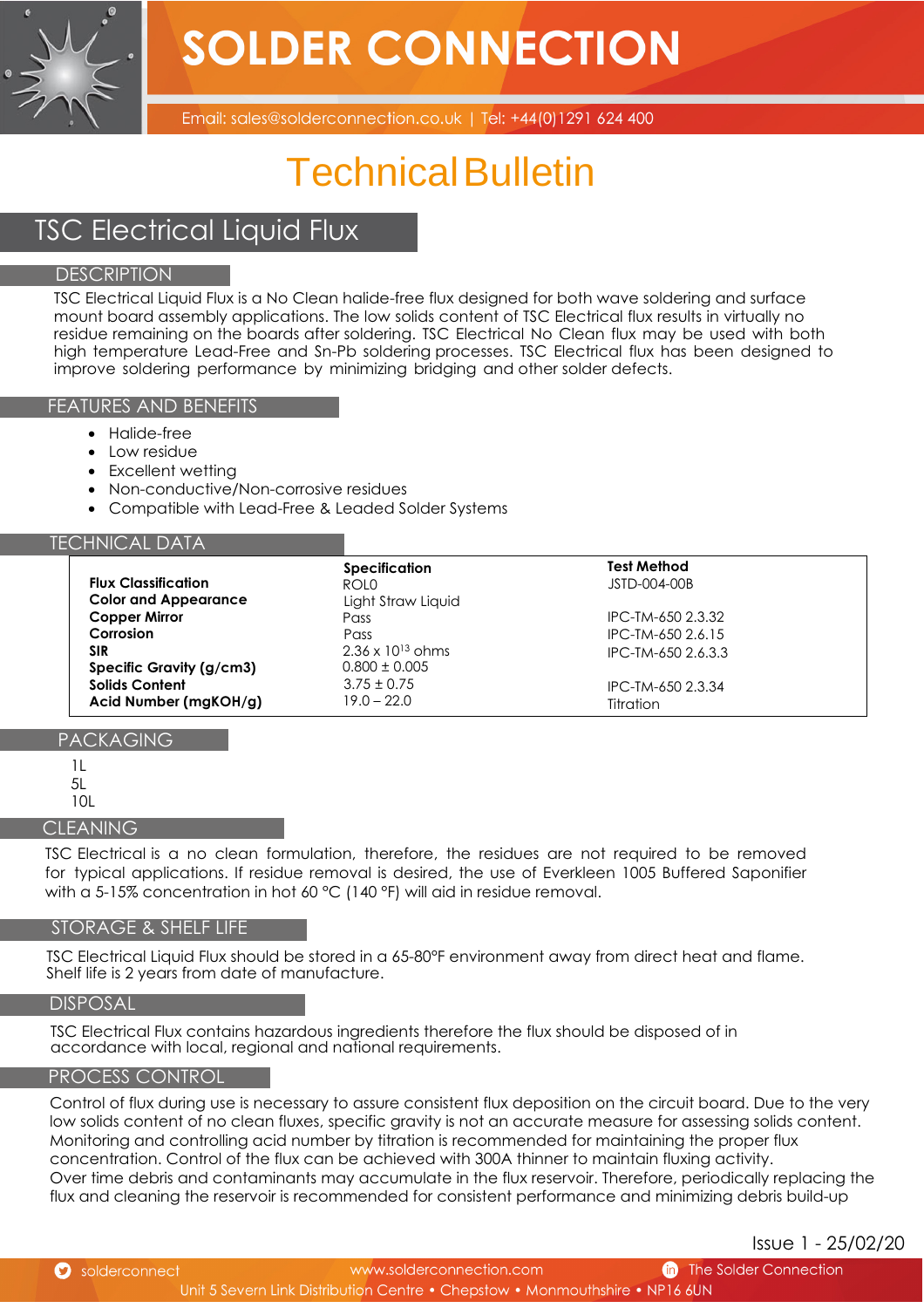# SOLDER CONNECTION

Email: sales@solderconnection.co.uk | Tel: +44(0)1291 624 400

# Technical Bulletin

## TSC Electrical Liquid Flux

### DESCRIPTION

TSC Electrical Liquid Flux is a No Clean halide-free flux designed for both wave soldering and surface mount board assembly applications. The low solids content of TSC Electrical flux results in virtually no residue remaining on the boards after soldering. TSC Electrical No Clean flux may be used with both high temperature Lead-Free and Sn-Pb soldering processes. TSC Electrical flux has been designed to improve soldering performance by minimizing bridging and other solder defects.

### FEATURES AND BENEFITS

- Halide-free
- Low residue
- Excellent wetting
- Non-conductive/Non-corrosive residues
- Compatible with Lead-Free & Leaded Solder Systems

### TECHNICAL DATA

| | Specification | Test Method |
|---|---|---|
| **Flux Classification** | ROL0 | JSTD-004-00B |
| **Color and Appearance** | Light Straw Liquid | |
| **Copper Mirror** | Pass | IPC-TM-650 2.3.32 |
| **Corrosion** | Pass | IPC-TM-650 2.6.15 |
| **SIR** | 2.36 x $10^{13}$ ohms | IPC-TM-650 2.6.3.3 |
| **Specific Gravity (g/cm3)** | 0.800 ± 0.005 | |
| **Solids Content** | 3.75 ± 0.75 | IPC-TM-650 2.3.34 |
| **Acid Number (mgKOH/g)** | 19.0 – 22.0 | Titration |

### PACKAGING

1L
5L
10L

### CLEANING

TSC Electrical is a no clean formulation, therefore, the residues are not required to be removed for typical applications. If residue removal is desired, the use of Everkleen 1005 Buffered Saponifier with a 5-15% concentration in hot 60 °C (140 °F) will aid in residue removal.

### STORAGE & SHELF LIFE

TSC Electrical Liquid Flux should be stored in a 65-80°F environment away from direct heat and flame. Shelf life is 2 years from date of manufacture.

### DISPOSAL

TSC Electrical Flux contains hazardous ingredients therefore the flux should be disposed of in accordance with local, regional and national requirements.

### PROCESS CONTROL

Control of flux during use is necessary to assure consistent flux deposition on the circuit board. Due to the very low solids content of no clean fluxes, specific gravity is not an accurate measure for assessing solids content. Monitoring and controlling acid number by titration is recommended for maintaining the proper flux concentration. Control of the flux can be achieved with 300A thinner to maintain fluxing activity.
Over time debris and contaminants may accumulate in the flux reservoir. Therefore, periodically replacing the flux and cleaning the reservoir is recommended for consistent performance and minimizing debris build-up

Issue 1 - 25/02/20

solderconnect | www.solderconnection.com | The Solder Connection
Unit 5 Severn Link Distribution Centre • Chepstow • Monmouthshire • NP16 6UN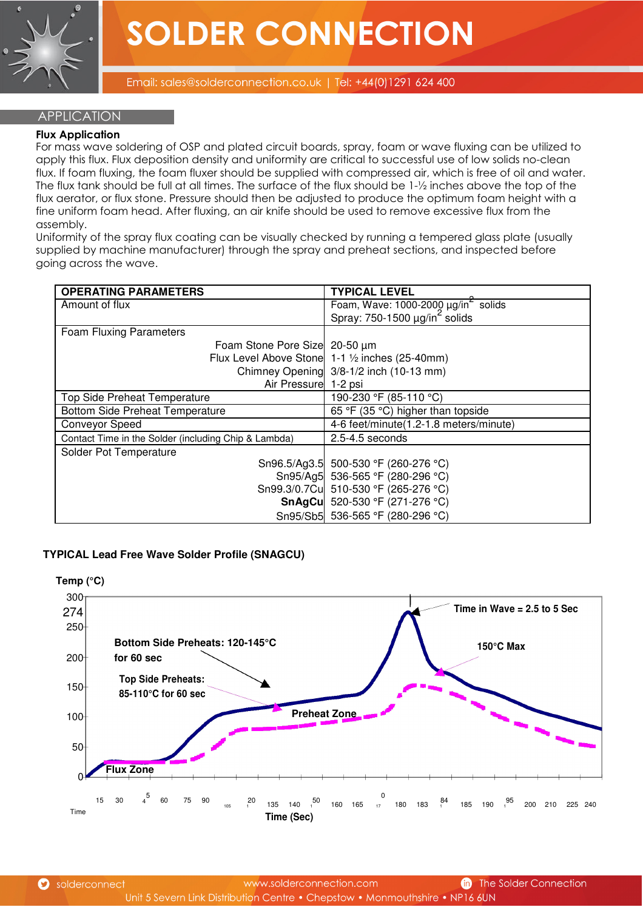## APPLICATION

**Flux Application**

For mass wave soldering of OSP and plated circuit boards, spray, foam or wave fluxing can be utilized to apply this flux. Flux deposition density and uniformity are critical to successful use of low solids no-clean flux. If foam fluxing, the foam fluxer should be supplied with compressed air, which is free of oil and water. The flux tank should be full at all times. The surface of the flux should be 1-½ inches above the top of the flux aerator, or flux stone. Pressure should then be adjusted to produce the optimum foam height with a fine uniform foam head. After fluxing, an air knife should be used to remove excessive flux from the assembly.

Uniformity of the spray flux coating can be visually checked by running a tempered glass plate (usually supplied by machine manufacturer) through the spray and preheat sections, and inspected before going across the wave.

| OPERATING PARAMETERS | TYPICAL LEVEL |
|---|---|
| Amount of flux | Foam, Wave: 1000-2000 µg/in² solids<br>Spray: 750-1500 µg/in² solids |
| Foam Fluxing Parameters | |
| Foam Stone Pore Size | 20-50 µm |
| Flux Level Above Stone | 1-1 ½ inches (25-40mm) |
| Chimney Opening | 3/8-1/2 inch (10-13 mm) |
| Air Pressure | 1-2 psi |
| Top Side Preheat Temperature | 190-230 °F (85-110 °C) |
| Bottom Side Preheat Temperature | 65 °F (35 °C) higher than topside |
| Conveyor Speed | 4-6 feet/minute(1.2-1.8 meters/minute) |
| Contact Time in the Solder (including Chip & Lambda) | 2.5-4.5 seconds |
| Solder Pot Temperature | |
| Sn96.5/Ag3.5 | 500-530 °F (260-276 °C) |
| Sn95/Ag5 | 536-565 °F (280-296 °C) |
| Sn99.3/0.7Cu | 510-530 °F (265-276 °C) |
| **SnAgCu** | 520-530 °F (271-276 °C) |
| Sn95/Sb5 | 536-565 °F (280-296 °C) |

**TYPICAL Lead Free Wave Solder Profile (SNAGCU)**

Temp (°C)

Bottom Side Preheats: 120-145°C for 60 sec

Top Side Preheats: 85-110°C for 60 sec

Time in Wave = 2.5 to 5 Sec

150°C Max

Preheat Zone

Flux Zone

Time (Sec)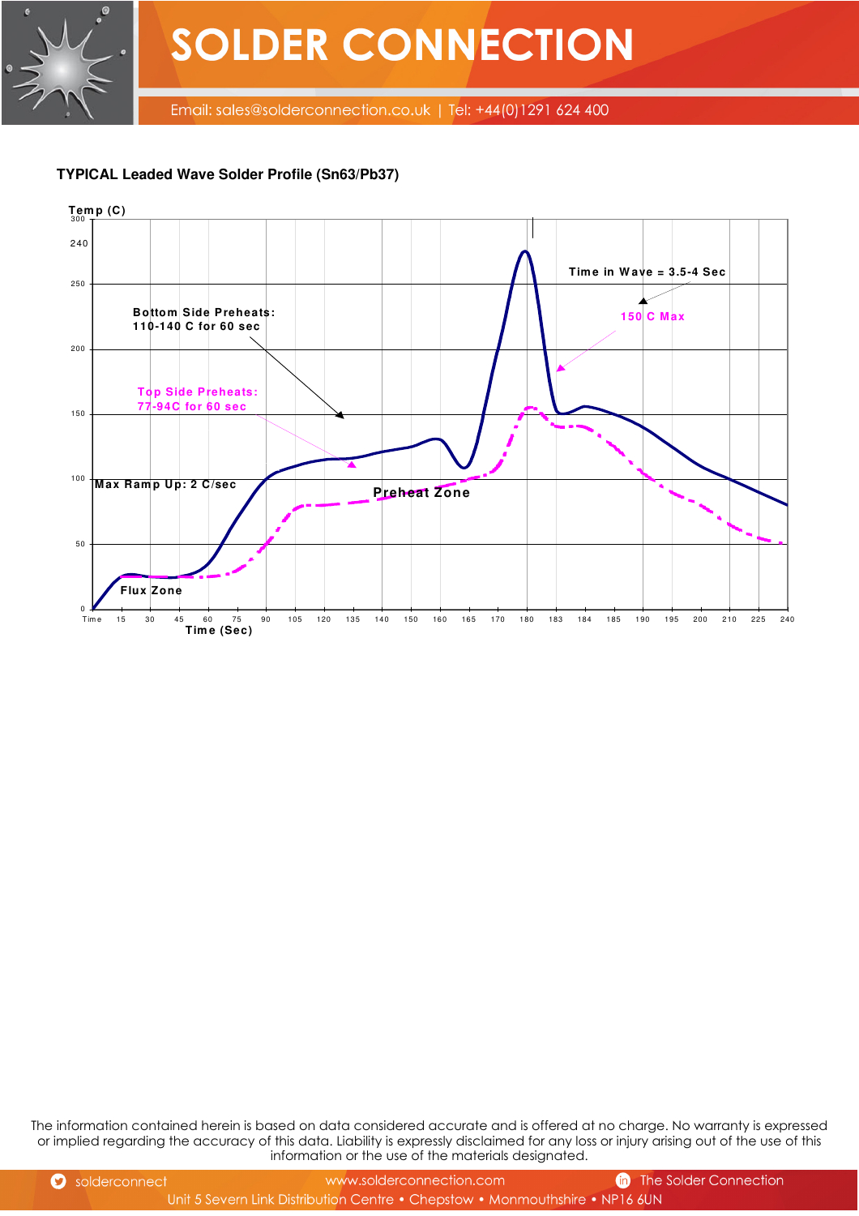**TYPICAL Leaded Wave Solder Profile (Sn63/Pb37)**

Temp (C)

300

240

250

200

150

100

50

0

Time 15 30 45 60 75 90 105 120 135 140 150 160 165 170 180 183 184 185 190 195 200 210 225 240

Time (Sec)

Time in Wave = 3.5-4 Sec

150 C Max

Bottom Side Preheats:
110-140 C for 60 sec

Top Side Preheats:
77-94C for 60 sec

Max Ramp Up: 2 C/sec

Preheat Zone

Flux Zone

The information contained herein is based on data considered accurate and is offered at no charge. No warranty is expressed or implied regarding the accuracy of this data. Liability is expressly disclaimed for any loss or injury arising out of the use of this information or the use of the materials designated.